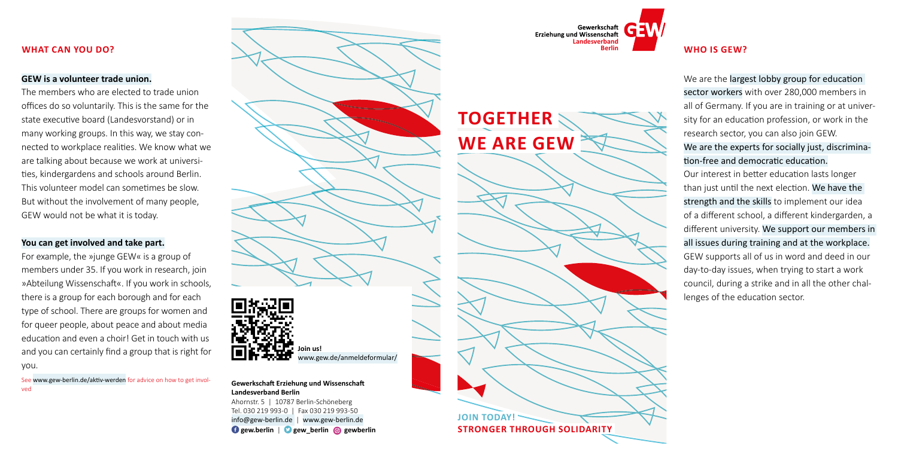## WHAT CAN YOU DO?

**GEW is a volunteer trade union.**

The members who are elected to trade union offices do so voluntarily. This is the same for the state executive board (Landesvorstand) or in many working groups. In this way, we stay connected to workplace realities. We know what we are talking about because we work at universities, kindergardens and schools around Berlin. This volunteer model can sometimes be slow. But without the involvement of many people, GEW would not be what it is today.

**You can get involved and take part.**

For example, the »junge GEW« is a group of members under 35. If you work in research, join »Abteilung Wissenschaft«. If you work in schools, there is a group for each borough and for each type of school. There are groups for women and for queer people, about peace and about media education and even a choir! Get in touch with us and you can certainly find a group that is right for you.

See www.gew-berlin.de/aktiv-werden for advice on how to get involved

**Join us!**
www.gew.de/anmeldeformular/

**Gewerkschaft Erziehung und Wissenschaft Landesverband Berlin**
Ahornstr. 5 | 10787 Berlin-Schöneberg
Tel. 030 219 993-0 | Fax 030 219 993-50
info@gew-berlin.de | www.gew-berlin.de
**gew.berlin** | **gew_berlin** | **gewberlin**

Gewerkschaft Erziehung und Wissenschaft Landesverband Berlin

# TOGETHER WE ARE GEW

**JOIN TODAY!**
**STRONGER THROUGH SOLIDARITY**

## WHO IS GEW?

We are the largest lobby group for education sector workers with over 280,000 members in all of Germany. If you are in training or at university for an education profession, or work in the research sector, you can also join GEW. We are the experts for socially just, discrimination-free and democratic education. Our interest in better education lasts longer than just until the next election. We have the strength and the skills to implement our idea of a different school, a different kindergarden, a different university. We support our members in all issues during training and at the workplace. GEW supports all of us in word and deed in our day-to-day issues, when trying to start a work council, during a strike and in all the other challenges of the education sector.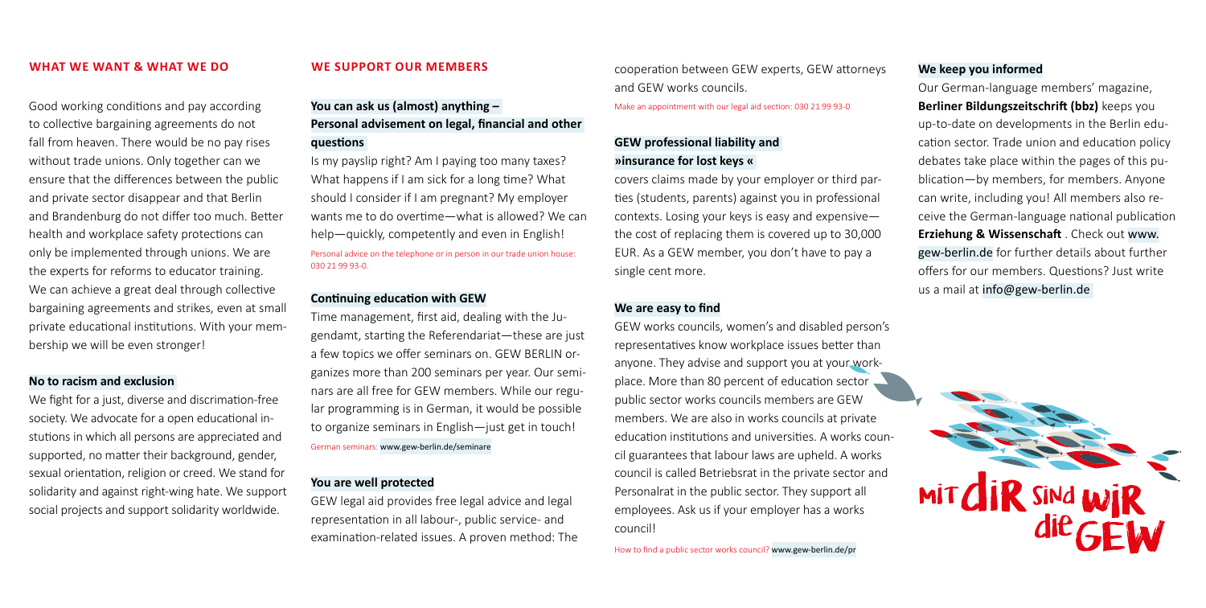## WHAT WE WANT & WHAT WE DO

Good working conditions and pay according to collective bargaining agreements do not fall from heaven. There would be no pay rises without trade unions. Only together can we ensure that the differences between the public and private sector disappear and that Berlin and Brandenburg do not differ too much. Better health and workplace safety protections can only be implemented through unions. We are the experts for reforms to educator training. We can achieve a great deal through collective bargaining agreements and strikes, even at small private educational institutions. With your membership we will be even stronger!

### No to racism and exclusion

We fight for a just, diverse and discrimination-free society. We advocate for a open educational instutions in which all persons are appreciated and supported, no matter their background, gender, sexual orientation, religion or creed. We stand for solidarity and against right-wing hate. We support social projects and support solidarity worldwide.

## WE SUPPORT OUR MEMBERS

### You can ask us (almost) anything – Personal advisement on legal, financial and other questions

Is my payslip right? Am I paying too many taxes? What happens if I am sick for a long time? What should I consider if I am pregnant? My employer wants me to do overtime—what is allowed? We can help—quickly, competently and even in English!

Personal advice on the telephone or in person in our trade union house: 030 21 99 93-0.

### Continuing education with GEW

Time management, first aid, dealing with the Jugendamt, starting the Referendariat—these are just a few topics we offer seminars on. GEW BERLIN organizes more than 200 seminars per year. Our seminars are all free for GEW members. While our regular programming is in German, it would be possible to organize seminars in English—just get in touch!

German seminars: www.gew-berlin.de/seminare

### You are well protected

GEW legal aid provides free legal advice and legal representation in all labour-, public service- and examination-related issues. A proven method: The cooperation between GEW experts, GEW attorneys and GEW works councils.

Make an appointment with our legal aid section: 030 21 99 93-0

### GEW professional liability and »insurance for lost keys «

covers claims made by your employer or third parties (students, parents) against you in professional contexts. Losing your keys is easy and expensive—the cost of replacing them is covered up to 30,000 EUR. As a GEW member, you don't have to pay a single cent more.

### We are easy to find

GEW works councils, women's and disabled person's representatives know workplace issues better than anyone. They advise and support you at your workplace. More than 80 percent of education sector public sector works councils members are GEW members. We are also in works councils at private education institutions and universities. A works council guarantees that labour laws are upheld. A works council is called Betriebsrat in the private sector and Personalrat in the public sector. They support all employees. Ask us if your employer has a works council!

How to find a public sector works council? www.gew-berlin.de/pr

### We keep you informed

Our German-language members' magazine, **Berliner Bildungszeitschrift (bbz)** keeps you up-to-date on developments in the Berlin education sector. Trade union and education policy debates take place within the pages of this publication—by members, for members. Anyone can write, including you! All members also receive the German-language national publication **Erziehung & Wissenschaft** . Check out www.gew-berlin.de for further details about further offers for our members. Questions? Just write us a mail at info@gew-berlin.de

MIT DIR SIND WIR DIE GEW